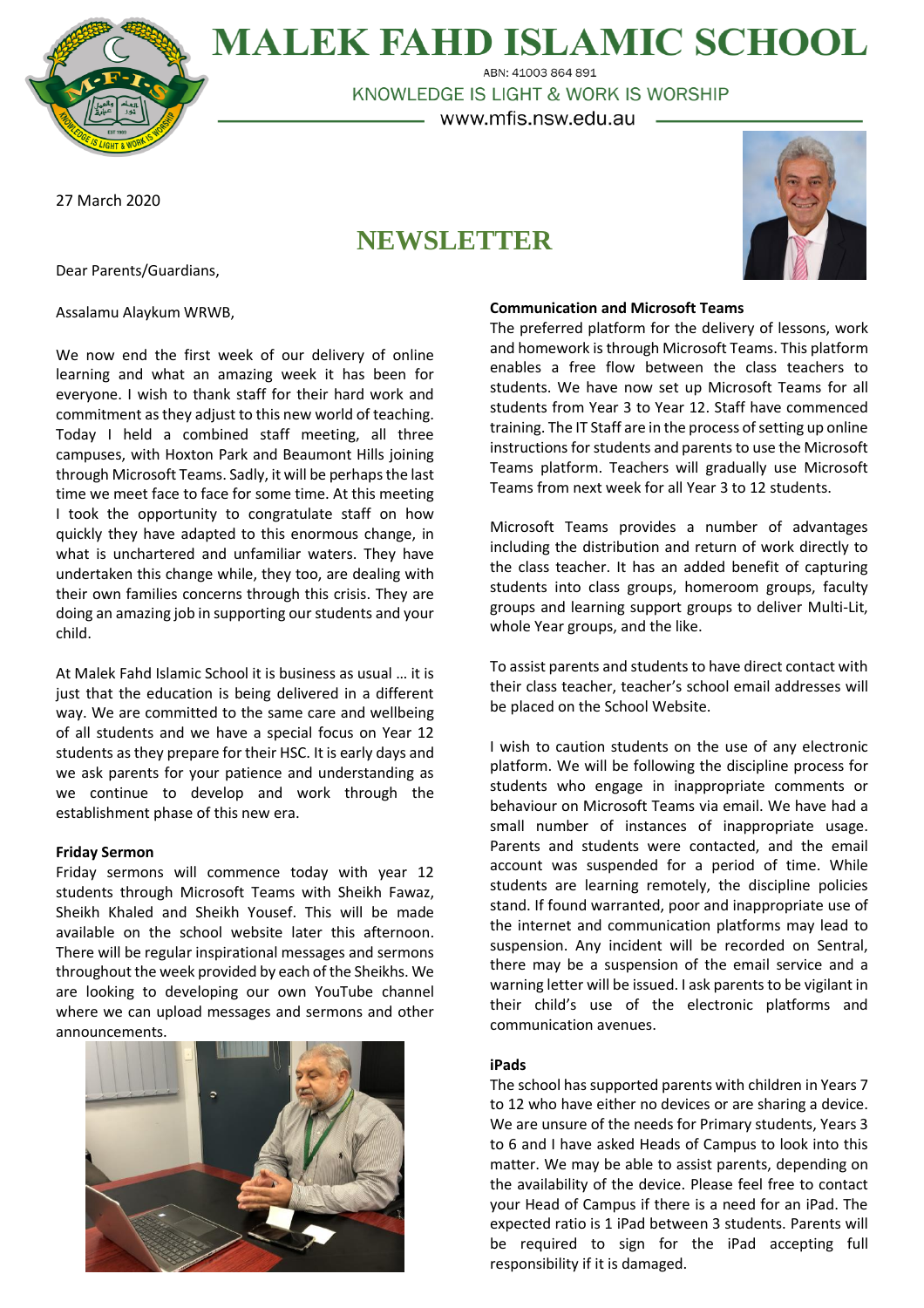# MALEK FAHD ISLAMIC SCHOOL

ABN: 41003 864 891

KNOWLEDGE IS LIGHT & WORK IS WORSHIP

www.mfis.nsw.edu.au

27 March 2020

## NEWSLETTER

Dear Parents/Guardians,

Assalamu Alaykum WRWB,

We now end the first week of our delivery of online learning and what an amazing week it has been for everyone. I wish to thank staff for their hard work and commitment as they adjust to this new world of teaching. Today I held a combined staff meeting, all three campuses, with Hoxton Park and Beaumont Hills joining through Microsoft Teams. Sadly, it will be perhaps the last time we meet face to face for some time. At this meeting I took the opportunity to congratulate staff on how quickly they have adapted to this enormous change, in what is unchartered and unfamiliar waters. They have undertaken this change while, they too, are dealing with their own families concerns through this crisis. They are doing an amazing job in supporting our students and your child.

At Malek Fahd Islamic School it is business as usual … it is just that the education is being delivered in a different way. We are committed to the same care and wellbeing of all students and we have a special focus on Year 12 students as they prepare for their HSC. It is early days and we ask parents for your patience and understanding as we continue to develop and work through the establishment phase of this new era.

**Friday Sermon**

Friday sermons will commence today with year 12 students through Microsoft Teams with Sheikh Fawaz, Sheikh Khaled and Sheikh Yousef. This will be made available on the school website later this afternoon. There will be regular inspirational messages and sermons throughout the week provided by each of the Sheikhs. We are looking to developing our own YouTube channel where we can upload messages and sermons and other announcements.

**Communication and Microsoft Teams**

The preferred platform for the delivery of lessons, work and homework is through Microsoft Teams. This platform enables a free flow between the class teachers to students. We have now set up Microsoft Teams for all students from Year 3 to Year 12. Staff have commenced training. The IT Staff are in the process of setting up online instructions for students and parents to use the Microsoft Teams platform. Teachers will gradually use Microsoft Teams from next week for all Year 3 to 12 students.

Microsoft Teams provides a number of advantages including the distribution and return of work directly to the class teacher. It has an added benefit of capturing students into class groups, homeroom groups, faculty groups and learning support groups to deliver Multi-Lit, whole Year groups, and the like.

To assist parents and students to have direct contact with their class teacher, teacher's school email addresses will be placed on the School Website.

I wish to caution students on the use of any electronic platform. We will be following the discipline process for students who engage in inappropriate comments or behaviour on Microsoft Teams via email. We have had a small number of instances of inappropriate usage. Parents and students were contacted, and the email account was suspended for a period of time. While students are learning remotely, the discipline policies stand. If found warranted, poor and inappropriate use of the internet and communication platforms may lead to suspension. Any incident will be recorded on Sentral, there may be a suspension of the email service and a warning letter will be issued. I ask parents to be vigilant in their child's use of the electronic platforms and communication avenues.

**iPads**

The school has supported parents with children in Years 7 to 12 who have either no devices or are sharing a device. We are unsure of the needs for Primary students, Years 3 to 6 and I have asked Heads of Campus to look into this matter. We may be able to assist parents, depending on the availability of the device. Please feel free to contact your Head of Campus if there is a need for an iPad. The expected ratio is 1 iPad between 3 students. Parents will be required to sign for the iPad accepting full responsibility if it is damaged.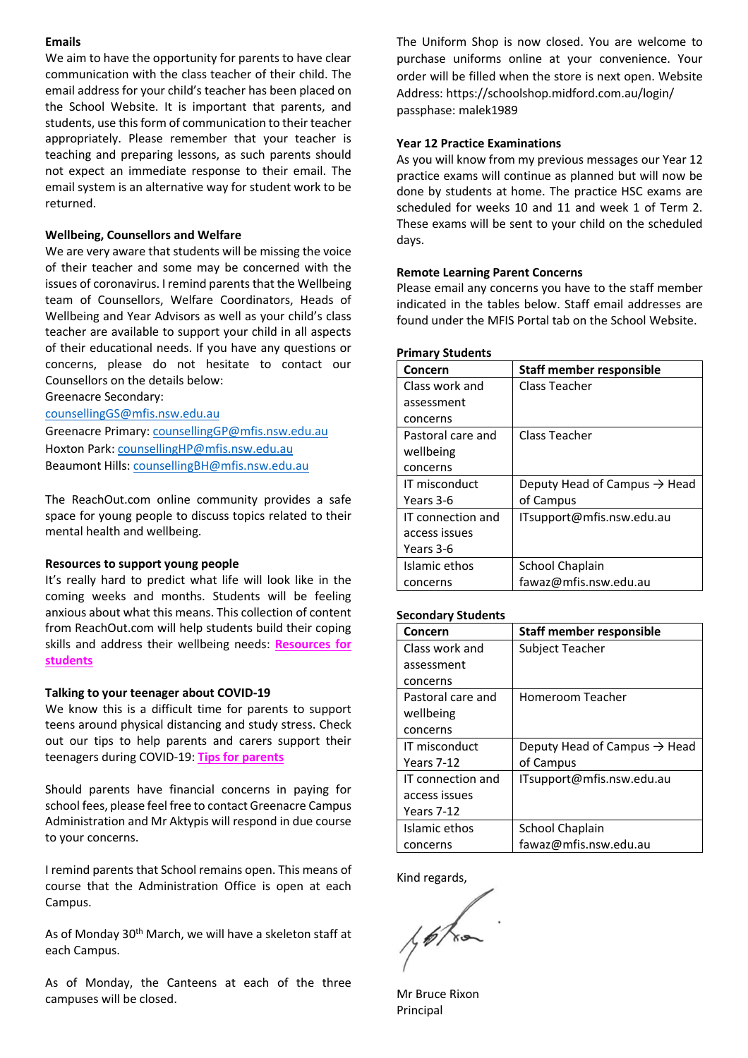**Emails**

We aim to have the opportunity for parents to have clear communication with the class teacher of their child. The email address for your child's teacher has been placed on the School Website. It is important that parents, and students, use this form of communication to their teacher appropriately. Please remember that your teacher is teaching and preparing lessons, as such parents should not expect an immediate response to their email. The email system is an alternative way for student work to be returned.

**Wellbeing, Counsellors and Welfare**

We are very aware that students will be missing the voice of their teacher and some may be concerned with the issues of coronavirus. I remind parents that the Wellbeing team of Counsellors, Welfare Coordinators, Heads of Wellbeing and Year Advisors as well as your child's class teacher are available to support your child in all aspects of their educational needs. If you have any questions or concerns, please do not hesitate to contact our Counsellors on the details below:

Greenacre Secondary:
counsellingGS@mfis.nsw.edu.au

Greenacre Primary: counsellingGP@mfis.nsw.edu.au

Hoxton Park: counsellingHP@mfis.nsw.edu.au

Beaumont Hills: counsellingBH@mfis.nsw.edu.au

The ReachOut.com online community provides a safe space for young people to discuss topics related to their mental health and wellbeing.

**Resources to support young people**

It's really hard to predict what life will look like in the coming weeks and months. Students will be feeling anxious about what this means. This collection of content from ReachOut.com will help students build their coping skills and address their wellbeing needs: **Resources for students**

**Talking to your teenager about COVID-19**

We know this is a difficult time for parents to support teens around physical distancing and study stress. Check out our tips to help parents and carers support their teenagers during COVID-19: **Tips for parents**

Should parents have financial concerns in paying for school fees, please feel free to contact Greenacre Campus Administration and Mr Aktypis will respond in due course to your concerns.

I remind parents that School remains open. This means of course that the Administration Office is open at each Campus.

As of Monday 30th March, we will have a skeleton staff at each Campus.

As of Monday, the Canteens at each of the three campuses will be closed.

The Uniform Shop is now closed. You are welcome to purchase uniforms online at your convenience. Your order will be filled when the store is next open. Website Address: https://schoolshop.midford.com.au/login/
passphase: malek1989

**Year 12 Practice Examinations**

As you will know from my previous messages our Year 12 practice exams will continue as planned but will now be done by students at home. The practice HSC exams are scheduled for weeks 10 and 11 and week 1 of Term 2. These exams will be sent to your child on the scheduled days.

**Remote Learning Parent Concerns**

Please email any concerns you have to the staff member indicated in the tables below. Staff email addresses are found under the MFIS Portal tab on the School Website.

**Primary Students**

| Concern | Staff member responsible |
|---|---|
| Class work and assessment concerns | Class Teacher |
| Pastoral care and wellbeing concerns | Class Teacher |
| IT misconduct Years 3-6 | Deputy Head of Campus → Head of Campus |
| IT connection and access issues Years 3-6 | ITsupport@mfis.nsw.edu.au |
| Islamic ethos concerns | School Chaplain fawaz@mfis.nsw.edu.au |

**Secondary Students**

| Concern | Staff member responsible |
|---|---|
| Class work and assessment concerns | Subject Teacher |
| Pastoral care and wellbeing concerns | Homeroom Teacher |
| IT misconduct Years 7-12 | Deputy Head of Campus → Head of Campus |
| IT connection and access issues Years 7-12 | ITsupport@mfis.nsw.edu.au |
| Islamic ethos concerns | School Chaplain fawaz@mfis.nsw.edu.au |

Kind regards,

Mr Bruce Rixon
Principal